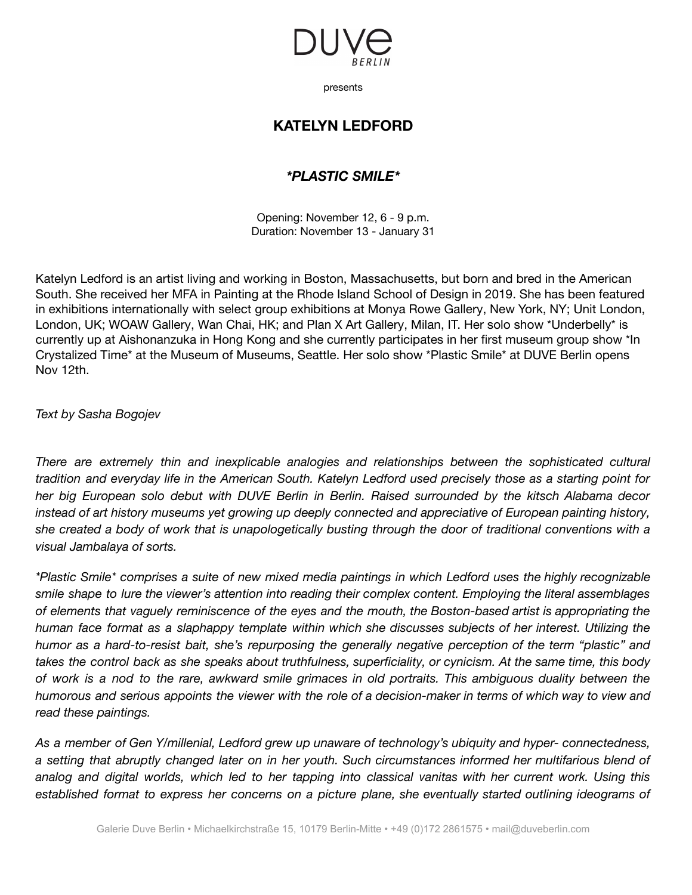DUVE
BERLIN

presents

## KATELYN LEDFORD

### ***PLASTIC SMILE***

Opening: November 12, 6 - 9 p.m.
Duration: November 13 - January 31

Katelyn Ledford is an artist living and working in Boston, Massachusetts, but born and bred in the American South. She received her MFA in Painting at the Rhode Island School of Design in 2019. She has been featured in exhibitions internationally with select group exhibitions at Monya Rowe Gallery, New York, NY; Unit London, London, UK; WOAW Gallery, Wan Chai, HK; and Plan X Art Gallery, Milan, IT. Her solo show *Underbelly* is currently up at Aishonanzuka in Hong Kong and she currently participates in her first museum group show *In Crystalized Time* at the Museum of Museums, Seattle. Her solo show *Plastic Smile* at DUVE Berlin opens Nov 12th.

*Text by Sasha Bogojev*

*There are extremely thin and inexplicable analogies and relationships between the sophisticated cultural tradition and everyday life in the American South. Katelyn Ledford used precisely those as a starting point for her big European solo debut with DUVE Berlin in Berlin. Raised surrounded by the kitsch Alabama decor instead of art history museums yet growing up deeply connected and appreciative of European painting history, she created a body of work that is unapologetically busting through the door of traditional conventions with a visual Jambalaya of sorts.*

*\*Plastic Smile\* comprises a suite of new mixed media paintings in which Ledford uses the highly recognizable smile shape to lure the viewer's attention into reading their complex content. Employing the literal assemblages of elements that vaguely reminiscence of the eyes and the mouth, the Boston-based artist is appropriating the human face format as a slaphappy template within which she discusses subjects of her interest. Utilizing the humor as a hard-to-resist bait, she's repurposing the generally negative perception of the term "plastic" and takes the control back as she speaks about truthfulness, superficiality, or cynicism. At the same time, this body of work is a nod to the rare, awkward smile grimaces in old portraits. This ambiguous duality between the humorous and serious appoints the viewer with the role of a decision-maker in terms of which way to view and read these paintings.*

*As a member of Gen Y/millenial, Ledford grew up unaware of technology's ubiquity and hyper- connectedness, a setting that abruptly changed later on in her youth. Such circumstances informed her multifarious blend of analog and digital worlds, which led to her tapping into classical vanitas with her current work. Using this established format to express her concerns on a picture plane, she eventually started outlining ideograms of*

Galerie Duve Berlin • Michaelkirchstraße 15, 10179 Berlin-Mitte • +49 (0)172 2861575 • mail@duveberlin.com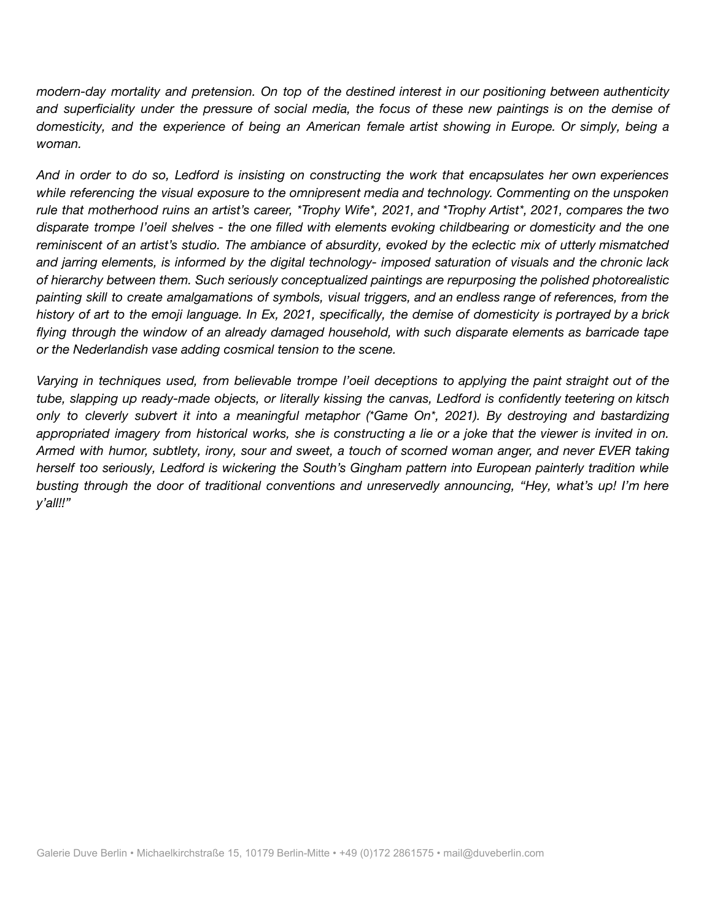*modern-day mortality and pretension. On top of the destined interest in our positioning between authenticity and superficiality under the pressure of social media, the focus of these new paintings is on the demise of domesticity, and the experience of being an American female artist showing in Europe. Or simply, being a woman.*

*And in order to do so, Ledford is insisting on constructing the work that encapsulates her own experiences while referencing the visual exposure to the omnipresent media and technology. Commenting on the unspoken rule that motherhood ruins an artist's career, *Trophy Wife*, 2021, and *Trophy Artist*, 2021, compares the two disparate trompe l'oeil shelves - the one filled with elements evoking childbearing or domesticity and the one reminiscent of an artist's studio. The ambiance of absurdity, evoked by the eclectic mix of utterly mismatched and jarring elements, is informed by the digital technology- imposed saturation of visuals and the chronic lack of hierarchy between them. Such seriously conceptualized paintings are repurposing the polished photorealistic painting skill to create amalgamations of symbols, visual triggers, and an endless range of references, from the history of art to the emoji language. In Ex, 2021, specifically, the demise of domesticity is portrayed by a brick flying through the window of an already damaged household, with such disparate elements as barricade tape or the Nederlandish vase adding cosmical tension to the scene.*

*Varying in techniques used, from believable trompe l'oeil deceptions to applying the paint straight out of the tube, slapping up ready-made objects, or literally kissing the canvas, Ledford is confidently teetering on kitsch only to cleverly subvert it into a meaningful metaphor (*Game On*, 2021). By destroying and bastardizing appropriated imagery from historical works, she is constructing a lie or a joke that the viewer is invited in on. Armed with humor, subtlety, irony, sour and sweet, a touch of scorned woman anger, and never EVER taking herself too seriously, Ledford is wickering the South's Gingham pattern into European painterly tradition while busting through the door of traditional conventions and unreservedly announcing, "Hey, what's up! I'm here y'all!!"*